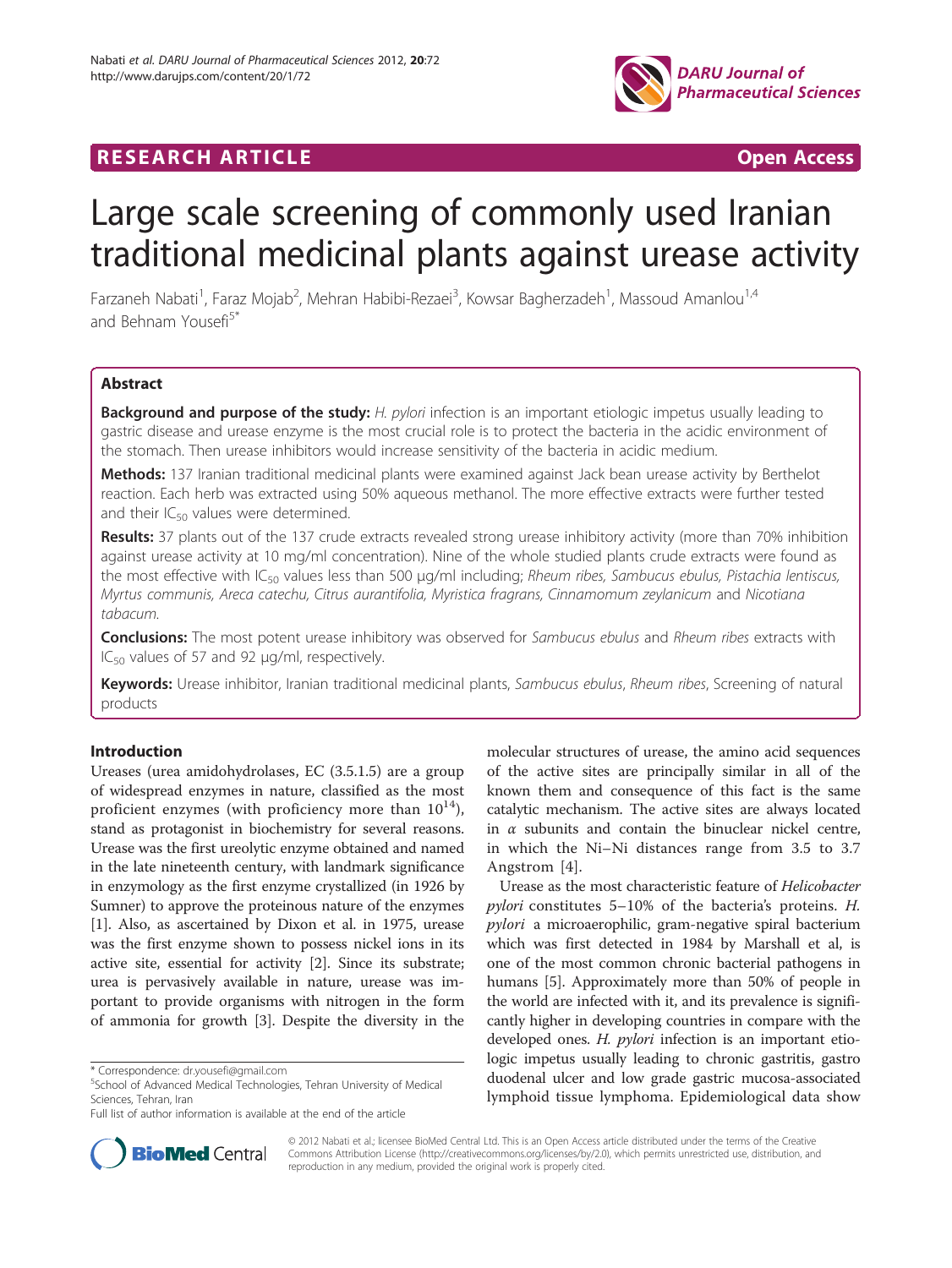RESEARCH ARTICLE Open Access

# Large scale screening of commonly used Iranian traditional medicinal plants against urease activity

Farzaneh Nabati[1], Faraz Mojab[2], Mehran Habibi-Rezaei[3], Kowsar Bagherzadeh[1], Massoud Amanlou[1,4] and Behnam Yousefi[5*]

## Abstract

**Background and purpose of the study:** *H. pylori* infection is an important etiologic impetus usually leading to gastric disease and urease enzyme is the most crucial role is to protect the bacteria in the acidic environment of the stomach. Then urease inhibitors would increase sensitivity of the bacteria in acidic medium.

**Methods:** 137 Iranian traditional medicinal plants were examined against Jack bean urease activity by Berthelot reaction. Each herb was extracted using 50% aqueous methanol. The more effective extracts were further tested and their $IC_{50}$ values were determined.

**Results:** 37 plants out of the 137 crude extracts revealed strong urease inhibitory activity (more than 70% inhibition against urease activity at 10 mg/ml concentration). Nine of the whole studied plants crude extracts were found as the most effective with $IC_{50}$ values less than 500 μg/ml including; *Rheum ribes, Sambucus ebulus, Pistachia lentiscus, Myrtus communis, Areca catechu, Citrus aurantifolia, Myristica fragrans, Cinnamomum zeylanicum* and *Nicotiana tabacum.*

**Conclusions:** The most potent urease inhibitory was observed for *Sambucus ebulus* and *Rheum ribes* extracts with $IC_{50}$ values of 57 and 92 μg/ml, respectively.

**Keywords:** Urease inhibitor, Iranian traditional medicinal plants, *Sambucus ebulus*, *Rheum ribes*, Screening of natural products

## Introduction

Ureases (urea amidohydrolases, EC (3.5.1.5) are a group of widespread enzymes in nature, classified as the most proficient enzymes (with proficiency more than $10^{14}$), stand as protagonist in biochemistry for several reasons. Urease was the first ureolytic enzyme obtained and named in the late nineteenth century, with landmark significance in enzymology as the first enzyme crystallized (in 1926 by Sumner) to approve the proteinous nature of the enzymes [1]. Also, as ascertained by Dixon et al. in 1975, urease was the first enzyme shown to possess nickel ions in its active site, essential for activity [2]. Since its substrate; urea is pervasively available in nature, urease was important to provide organisms with nitrogen in the form of ammonia for growth [3]. Despite the diversity in the molecular structures of urease, the amino acid sequences of the active sites are principally similar in all of the known them and consequence of this fact is the same catalytic mechanism. The active sites are always located in $\alpha$ subunits and contain the binuclear nickel centre, in which the Ni–Ni distances range from 3.5 to 3.7 Angstrom [4].

Urease as the most characteristic feature of *Helicobacter pylori* constitutes 5–10% of the bacteria's proteins. *H. pylori* a microaerophilic, gram-negative spiral bacterium which was first detected in 1984 by Marshall et al, is one of the most common chronic bacterial pathogens in humans [5]. Approximately more than 50% of people in the world are infected with it, and its prevalence is significantly higher in developing countries in compare with the developed ones. *H. pylori* infection is an important etiologic impetus usually leading to chronic gastritis, gastro duodenal ulcer and low grade gastric mucosa-associated lymphoid tissue lymphoma. Epidemiological data show

\* Correspondence: dr.yousefi@gmail.com
[5]School of Advanced Medical Technologies, Tehran University of Medical Sciences, Tehran, Iran
Full list of author information is available at the end of the article

© 2012 Nabati et al.; licensee BioMed Central Ltd. This is an Open Access article distributed under the terms of the Creative Commons Attribution License (http://creativecommons.org/licenses/by/2.0), which permits unrestricted use, distribution, and reproduction in any medium, provided the original work is properly cited.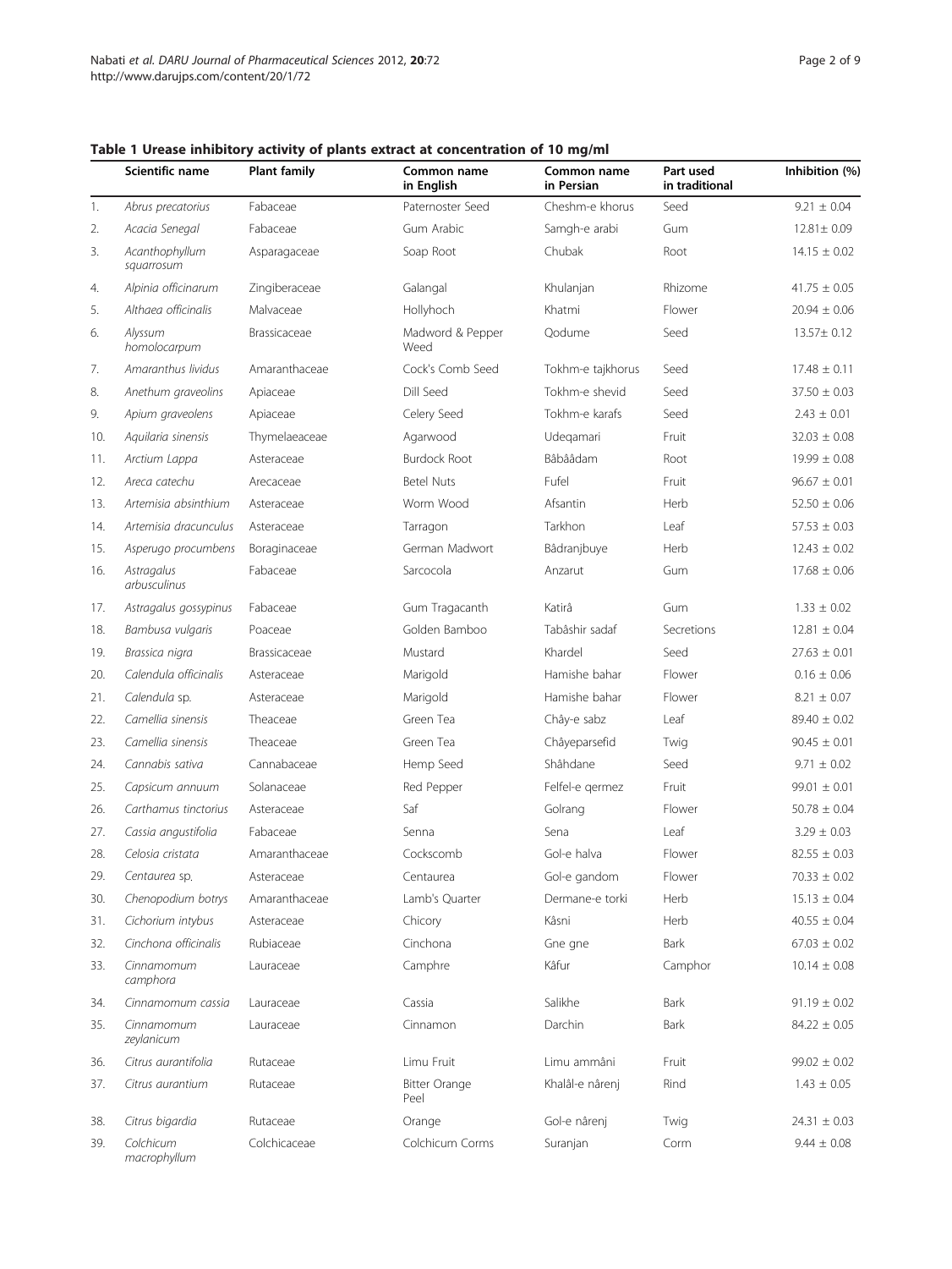**Table 1 Urease inhibitory activity of plants extract at concentration of 10 mg/ml**

| | Scientific name | Plant family | Common name in English | Common name in Persian | Part used in traditional | Inhibition (%) |
|---|---|---|---|---|---|---|
| 1. | *Abrus precatorius* | Fabaceae | Paternoster Seed | Cheshm-e khorus | Seed | 9.21 ± 0.04 |
| 2. | *Acacia Senegal* | Fabaceae | Gum Arabic | Samgh-e arabi | Gum | 12.81± 0.09 |
| 3. | *Acanthophyllum squarrosum* | Asparagaceae | Soap Root | Chubak | Root | 14.15 ± 0.02 |
| 4. | *Alpinia officinarum* | Zingiberaceae | Galangal | Khulanjan | Rhizome | 41.75 ± 0.05 |
| 5. | *Althaea officinalis* | Malvaceae | Hollyhoch | Khatmi | Flower | 20.94 ± 0.06 |
| 6. | *Alyssum homolocarpum* | Brassicaceae | Madword & Pepper Weed | Qodume | Seed | 13.57± 0.12 |
| 7. | *Amaranthus lividus* | Amaranthaceae | Cock's Comb Seed | Tokhm-e tajkhorus | Seed | 17.48 ± 0.11 |
| 8. | *Anethum graveolins* | Apiaceae | Dill Seed | Tokhm-e shevid | Seed | 37.50 ± 0.03 |
| 9. | *Apium graveolens* | Apiaceae | Celery Seed | Tokhm-e karafs | Seed | 2.43 ± 0.01 |
| 10. | *Aquilaria sinensis* | Thymelaeaceae | Agarwood | Udeqamari | Fruit | 32.03 ± 0.08 |
| 11. | *Arctium Lappa* | Asteraceae | Burdock Root | Bâbâådam | Root | 19.99 ± 0.08 |
| 12. | *Areca catechu* | Arecaceae | Betel Nuts | Fufel | Fruit | 96.67 ± 0.01 |
| 13. | *Artemisia absinthium* | Asteraceae | Worm Wood | Afsantin | Herb | 52.50 ± 0.06 |
| 14. | *Artemisia dracunculus* | Asteraceae | Tarragon | Tarkhon | Leaf | 57.53 ± 0.03 |
| 15. | *Asperugo procumbens* | Boraginaceae | German Madwort | Bâdranjbuye | Herb | 12.43 ± 0.02 |
| 16. | *Astragalus arbusculinus* | Fabaceae | Sarcocola | Anzarut | Gum | 17.68 ± 0.06 |
| 17. | *Astragalus gossypinus* | Fabaceae | Gum Tragacanth | Katirâ | Gum | 1.33 ± 0.02 |
| 18. | *Bambusa vulgaris* | Poaceae | Golden Bamboo | Tabâshir sadaf | Secretions | 12.81 ± 0.04 |
| 19. | *Brassica nigra* | Brassicaceae | Mustard | Khardel | Seed | 27.63 ± 0.01 |
| 20. | *Calendula officinalis* | Asteraceae | Marigold | Hamishe bahar | Flower | 0.16 ± 0.06 |
| 21. | *Calendula* sp. | Asteraceae | Marigold | Hamishe bahar | Flower | 8.21 ± 0.07 |
| 22. | *Camellia sinensis* | Theaceae | Green Tea | Chây-e sabz | Leaf | 89.40 ± 0.02 |
| 23. | *Camellia sinensis* | Theaceae | Green Tea | Châyeparsefid | Twig | 90.45 ± 0.01 |
| 24. | *Cannabis sativa* | Cannabaceae | Hemp Seed | Shâhdane | Seed | 9.71 ± 0.02 |
| 25. | *Capsicum annuum* | Solanaceae | Red Pepper | Felfel-e qermez | Fruit | 99.01 ± 0.01 |
| 26. | *Carthamus tinctorius* | Asteraceae | Saf | Golrang | Flower | 50.78 ± 0.04 |
| 27. | *Cassia angustifolia* | Fabaceae | Senna | Sena | Leaf | 3.29 ± 0.03 |
| 28. | *Celosia cristata* | Amaranthaceae | Cockscomb | Gol-e halva | Flower | 82.55 ± 0.03 |
| 29. | *Centaurea* sp. | Asteraceae | Centaurea | Gol-e gandom | Flower | 70.33 ± 0.02 |
| 30. | *Chenopodium botrys* | Amaranthaceae | Lamb's Quarter | Dermane-e torki | Herb | 15.13 ± 0.04 |
| 31. | *Cichorium intybus* | Asteraceae | Chicory | Kâsni | Herb | 40.55 ± 0.04 |
| 32. | *Cinchona officinalis* | Rubiaceae | Cinchona | Gne gne | Bark | 67.03 ± 0.02 |
| 33. | *Cinnamomum camphora* | Lauraceae | Camphre | Kâfur | Camphor | 10.14 ± 0.08 |
| 34. | *Cinnamomum cassia* | Lauraceae | Cassia | Salikhe | Bark | 91.19 ± 0.02 |
| 35. | *Cinnamomum zeylanicum* | Lauraceae | Cinnamon | Darchin | Bark | 84.22 ± 0.05 |
| 36. | *Citrus aurantifolia* | Rutaceae | Limu Fruit | Limu ammâni | Fruit | 99.02 ± 0.02 |
| 37. | *Citrus aurantium* | Rutaceae | Bitter Orange Peel | Khalâl-e nârenj | Rind | 1.43 ± 0.05 |
| 38. | *Citrus bigardia* | Rutaceae | Orange | Gol-e nârenj | Twig | 24.31 ± 0.03 |
| 39. | *Colchicum macrophyllum* | Colchicaceae | Colchicum Corms | Suranjan | Corm | 9.44 ± 0.08 |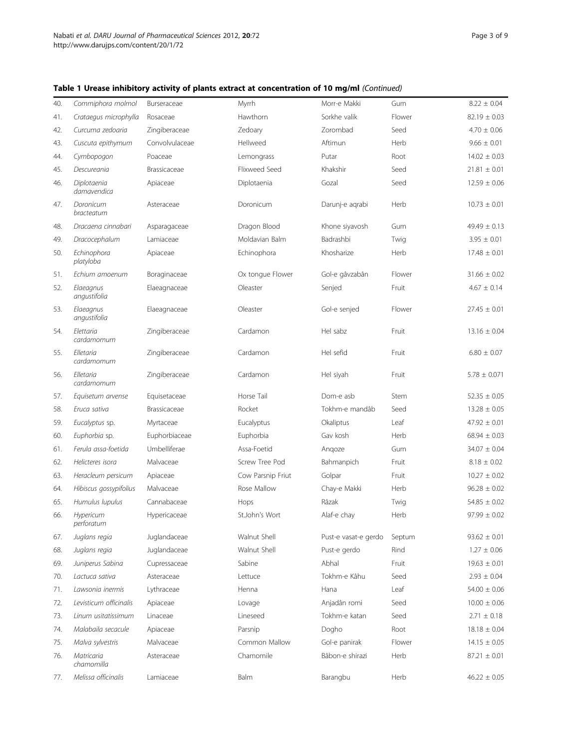**Table 1 Urease inhibitory activity of plants extract at concentration of 10 mg/ml** *(Continued)*

| | | | | | | |
|---|---|---|---|---|---|---|
| 40. | *Commiphora molmol* | Burseraceae | Myrrh | Morr-e Makki | Gum | 8.22 ± 0.04 |
| 41. | *Crataegus microphylla* | Rosaceae | Hawthorn | Sorkhe valik | Flower | 82.19 ± 0.03 |
| 42. | *Curcuma zedoaria* | Zingiberaceae | Zedoary | Zorombad | Seed | 4.70 ± 0.06 |
| 43. | *Cuscuta epithymum* | Convolvulaceae | Hellweed | Aftimun | Herb | 9.66 ± 0.01 |
| 44. | *Cymbopogon* | Poaceae | Lemongrass | Putar | Root | 14.02 ± 0.03 |
| 45. | *Descureania* | Brassicaceae | Flixweed Seed | Khakshir | Seed | 21.81 ± 0.01 |
| 46. | *Diplotaenia damavendica* | Apiaceae | Diplotaenia | Gozal | Seed | 12.59 ± 0.06 |
| 47. | *Doronicum bracteatum* | Asteraceae | Doronicum | Darunj-e aqrabi | Herb | 10.73 ± 0.01 |
| 48. | *Dracaena cinnabari* | Asparagaceae | Dragon Blood | Khone siyavosh | Gum | 49.49 ± 0.13 |
| 49. | *Dracocephalum* | Lamiaceae | Moldavian Balm | Badrashbi | Twig | 3.95 ± 0.01 |
| 50. | *Echinophora platyloba* | Apiaceae | Echinophora | Khosharize | Herb | 17.48 ± 0.01 |
| 51. | *Echium amoenum* | Boraginaceae | Ox tongue Flower | Gol-e gâvzabân | Flower | 31.66 ± 0.02 |
| 52. | *Elaeagnus angustifolia* | Elaeagnaceae | Oleaster | Senjed | Fruit | 4.67 ± 0.14 |
| 53. | *Elaeagnus angustifolia* | Elaeagnaceae | Oleaster | Gol-e senjed | Flower | 27.45 ± 0.01 |
| 54. | *Elettaria cardamomum* | Zingiberaceae | Cardamon | Hel sabz | Fruit | 13.16 ± 0.04 |
| 55. | *Elletaria cardamomum* | Zingiberaceae | Cardamon | Hel sefid | Fruit | 6.80 ± 0.07 |
| 56. | *Elletaria cardamomum* | Zingiberaceae | Cardamon | Hel siyah | Fruit | 5.78 ± 0.071 |
| 57. | *Equisetum arvense* | Equisetaceae | Horse Tail | Dom-e asb | Stem | 52.35 ± 0.05 |
| 58. | *Eruca sativa* | Brassicaceae | Rocket | Tokhm-e mandâb | Seed | 13.28 ± 0.05 |
| 59. | *Eucalyptus* sp. | Myrtaceae | Eucalyptus | Okaliptus | Leaf | 47.92 ± 0.01 |
| 60. | *Euphorbia* sp. | Euphorbiaceae | Euphorbia | Gav kosh | Herb | 68.94 ± 0.03 |
| 61. | *Ferula assa-foetida* | Umbelliferae | Assa-Foetid | Anqoze | Gum | 34.07 ± 0.04 |
| 62. | *Helicteres isora* | Malvaceae | Screw Tree Pod | Bahmanpich | Fruit | 8.18 ± 0.02 |
| 63. | *Heracleum persicum* | Apiaceae | Cow Parsnip Friut | Golpar | Fruit | 10.27 ± 0.02 |
| 64. | *Hibiscus gossypifolius* | Malvaceae | Rose Mallow | Chay-e Makki | Herb | 96.28 ± 0.02 |
| 65. | *Humulus lupulus* | Cannabaceae | Hops | Râzak | Twig | 54.85 ± 0.02 |
| 66. | *Hypericum perforatum* | Hypericaceae | St.John's Wort | Alaf-e chay | Herb | 97.99 ± 0.02 |
| 67. | *Juglans regia* | Juglandaceae | Walnut Shell | Pust-e vasat-e gerdo | Septum | 93.62 ± 0.01 |
| 68. | *Juglans regia* | Juglandaceae | Walnut Shell | Pust-e gerdo | Rind | 1.27 ± 0.06 |
| 69. | *Juniperus Sabina* | Cupressaceae | Sabine | Abhal | Fruit | 19.63 ± 0.01 |
| 70. | *Lactuca sativa* | Asteraceae | Lettuce | Tokhm-e Kâhu | Seed | 2.93 ± 0.04 |
| 71. | *Lawsonia inermis* | Lythraceae | Henna | Hana | Leaf | 54.00 ± 0.06 |
| 72. | *Levisticum officinalis* | Apiaceae | Lovage | Anjadân romi | Seed | 10.00 ± 0.06 |
| 73. | *Linum usitatissimum* | Linaceae | Lineseed | Tokhm-e katan | Seed | 2.71 ± 0.18 |
| 74. | *Malabaila secacule* | Apiaceae | Parsnip | Dogho | Root | 18.18 ± 0.04 |
| 75. | *Malva sylvestris* | Malvaceae | Common Mallow | Gol-e panirak | Flower | 14.15 ± 0.05 |
| 76. | *Matricaria chamomilla* | Asteraceae | Chamomile | Bâbon-e shirazi | Herb | 87.21 ± 0.01 |
| 77. | *Melissa officinalis* | Lamiaceae | Balm | Barangbu | Herb | 46.22 ± 0.05 |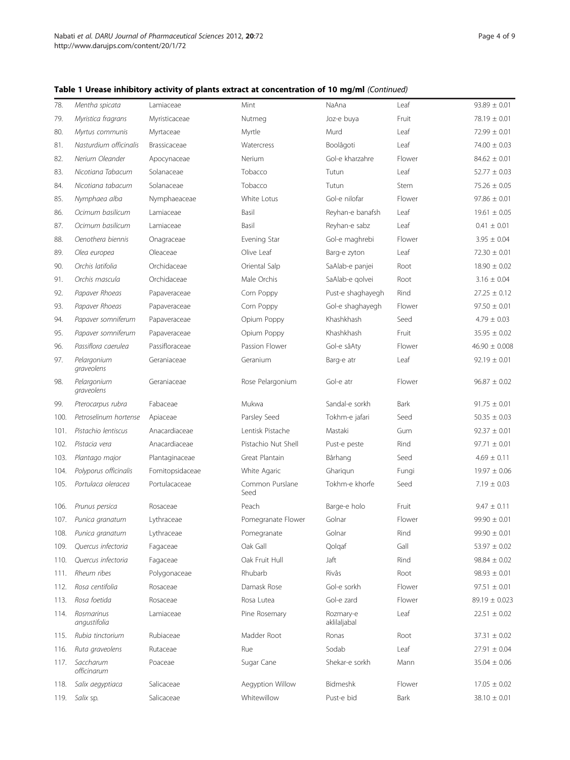**Table 1 Urease inhibitory activity of plants extract at concentration of 10 mg/ml** *(Continued)*

| | | | | | | |
|---|---|---|---|---|---|---|
| 78. | *Mentha spicata* | Lamiaceae | Mint | NaAna | Leaf | 93.89 ± 0.01 |
| 79. | *Myristica fragrans* | Myristicaceae | Nutmeg | Joz-e buya | Fruit | 78.19 ± 0.01 |
| 80. | *Myrtus communis* | Myrtaceae | Myrtle | Murd | Leaf | 72.99 ± 0.01 |
| 81. | *Nasturdium officinalis* | Brassicaceae | Watercress | Boolâgoti | Leaf | 74.00 ± 0.03 |
| 82. | *Nerium Oleander* | Apocynaceae | Nerium | Gol-e kharzahre | Flower | 84.62 ± 0.01 |
| 83. | *Nicotiana Tabacum* | Solanaceae | Tobacco | Tutun | Leaf | 52.77 ± 0.03 |
| 84. | *Nicotiana tabacum* | Solanaceae | Tobacco | Tutun | Stem | 75.26 ± 0.05 |
| 85. | *Nymphaea alba* | Nymphaeaceae | White Lotus | Gol-e nilofar | Flower | 97.86 ± 0.01 |
| 86. | *Ocimum basilicum* | Lamiaceae | Basil | Reyhan-e banafsh | Leaf | 19.61 ± 0.05 |
| 87. | *Ocimum basilicum* | Lamiaceae | Basil | Reyhan-e sabz | Leaf | 0.41 ± 0.01 |
| 88. | *Oenothera biennis* | Onagraceae | Evening Star | Gol-e maghrebi | Flower | 3.95 ± 0.04 |
| 89. | *Olea europea* | Oleaceae | Olive Leaf | Barg-e zyton | Leaf | 72.30 ± 0.01 |
| 90. | *Orchis latifolia* | Orchidaceae | Oriental Salp | SaAlab-e panjei | Root | 18.90 ± 0.02 |
| 91. | *Orchis mascula* | Orchidaceae | Male Orchis | SaAlab-e qolvei | Root | 3.16 ± 0.04 |
| 92. | *Papaver Rhoeas* | Papaveraceae | Corn Poppy | Pust-e shaghayegh | Rind | 27.25 ± 0.12 |
| 93. | *Papaver Rhoeas* | Papaveraceae | Corn Poppy | Gol-e shaghayegh | Flower | 97.50 ± 0.01 |
| 94. | *Papaver somniferum* | Papaveraceae | Opium Poppy | Khashkhash | Seed | 4.79 ± 0.03 |
| 95. | *Papaver somniferum* | Papaveraceae | Opium Poppy | Khashkhash | Fruit | 35.95 ± 0.02 |
| 96. | *Passiflora caerulea* | Passifloraceae | Passion Flower | Gol-e sâAty | Flower | 46.90 ± 0.008 |
| 97. | *Pelargonium graveolens* | Geraniaceae | Geranium | Barg-e atr | Leaf | 92.19 ± 0.01 |
| 98. | *Pelargonium graveolens* | Geraniaceae | Rose Pelargonium | Gol-e atr | Flower | 96.87 ± 0.02 |
| 99. | *Pterocarpus rubra* | Fabaceae | Mukwa | Sandal-e sorkh | Bark | 91.75 ± 0.01 |
| 100. | *Petroselinum hortense* | Apiaceae | Parsley Seed | Tokhm-e jafari | Seed | 50.35 ± 0.03 |
| 101. | *Pistachio lentiscus* | Anacardiaceae | Lentisk Pistache | Mastaki | Gum | 92.37 ± 0.01 |
| 102. | *Pistacia vera* | Anacardiaceae | Pistachio Nut Shell | Pust-e peste | Rind | 97.71 ± 0.01 |
| 103. | *Plantago major* | Plantaginaceae | Great Plantain | Bârhang | Seed | 4.69 ± 0.11 |
| 104. | *Polyporus officinalis* | Fomitopsidaceae | White Agaric | Gharigun | Fungi | 19.97 ± 0.06 |
| 105. | *Portulaca oleracea* | Portulacaceae | Common Purslane Seed | Tokhm-e khorfe | Seed | 7.19 ± 0.03 |
| 106. | *Prunus persica* | Rosaceae | Peach | Barge-e holo | Fruit | 9.47 ± 0.11 |
| 107. | *Punica granatum* | Lythraceae | Pomegranate Flower | Golnar | Flower | 99.90 ± 0.01 |
| 108. | *Punica granatum* | Lythraceae | Pomegranate | Golnar | Rind | 99.90 ± 0.01 |
| 109. | *Quercus infectoria* | Fagaceae | Oak Gall | Qolqaf | Gall | 53.97 ± 0.02 |
| 110. | *Quercus infectoria* | Fagaceae | Oak Fruit Hull | Jaft | Rind | 98.84 ± 0.02 |
| 111. | *Rheum ribes* | Polygonaceae | Rhubarb | Rivâs | Root | 98.93 ± 0.01 |
| 112. | *Rosa centifolia* | Rosaceae | Damask Rose | Gol-e sorkh | Flower | 97.51 ± 0.01 |
| 113. | *Rosa foetida* | Rosaceae | Rosa Lutea | Gol-e zard | Flower | 89.19 ± 0.023 |
| 114. | *Rosmarinus angustifolia* | Lamiaceae | Pine Rosemary | Rozmary-e aklilaljabal | Leaf | 22.51 ± 0.02 |
| 115. | *Rubia tinctorium* | Rubiaceae | Madder Root | Ronas | Root | 37.31 ± 0.02 |
| 116. | *Ruta graveolens* | Rutaceae | Rue | Sodab | Leaf | 27.91 ± 0.04 |
| 117. | *Saccharum officinarum* | Poaceae | Sugar Cane | Shekar-e sorkh | Mann | 35.04 ± 0.06 |
| 118. | *Salix aegyptiaca* | Salicaceae | Aegyption Willow | Bidmeshk | Flower | 17.05 ± 0.02 |
| 119. | *Salix* sp. | Salicaceae | Whitewillow | Pust-e bid | Bark | 38.10 ± 0.01 |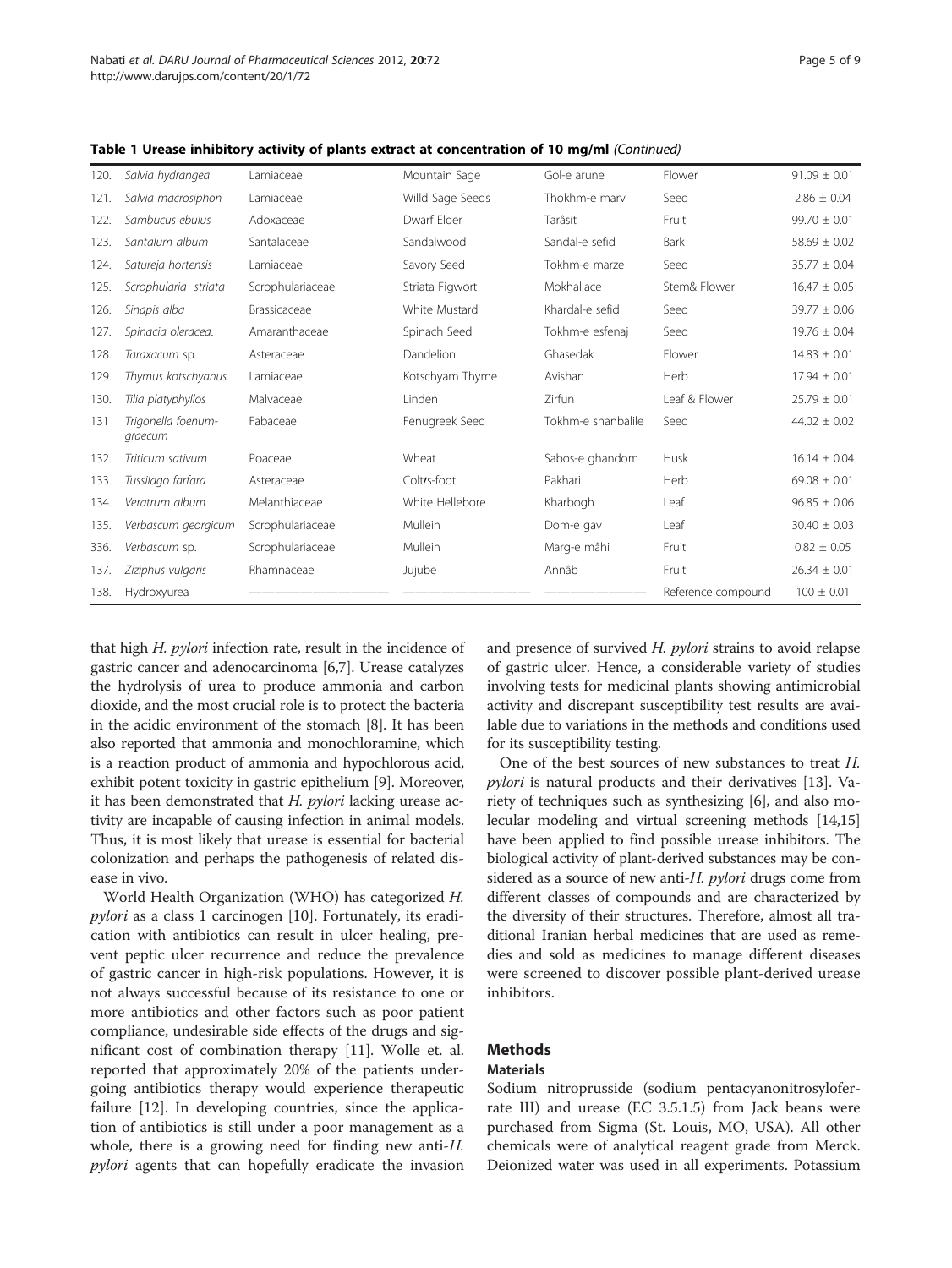**Table 1 Urease inhibitory activity of plants extract at concentration of 10 mg/ml** *(Continued)*

| | | | | | | |
|---|---|---|---|---|---|---|
| 120. | *Salvia hydrangea* | Lamiaceae | Mountain Sage | Gol-e arune | Flower | 91.09 ± 0.01 |
| 121. | *Salvia macrosiphon* | Lamiaceae | Willd Sage Seeds | Thokhm-e marv | Seed | 2.86 ± 0.04 |
| 122. | *Sambucus ebulus* | Adoxaceae | Dwarf Elder | Tarâsit | Fruit | 99.70 ± 0.01 |
| 123. | *Santalum album* | Santalaceae | Sandalwood | Sandal-e sefid | Bark | 58.69 ± 0.02 |
| 124. | *Satureja hortensis* | Lamiaceae | Savory Seed | Tokhm-e marze | Seed | 35.77 ± 0.04 |
| 125. | *Scrophularia striata* | Scrophulariaceae | Striata Figwort | Mokhallace | Stem& Flower | 16.47 ± 0.05 |
| 126. | *Sinapis alba* | Brassicaceae | White Mustard | Khardal-e sefid | Seed | 39.77 ± 0.06 |
| 127. | *Spinacia oleracea.* | Amaranthaceae | Spinach Seed | Tokhm-e esfenaj | Seed | 19.76 ± 0.04 |
| 128. | *Taraxacum* sp. | Asteraceae | Dandelion | Ghasedak | Flower | 14.83 ± 0.01 |
| 129. | *Thymus kotschyanus* | Lamiaceae | Kotschyam Thyme | Avishan | Herb | 17.94 ± 0.01 |
| 130. | *Tilia platyphyllos* | Malvaceae | Linden | Zirfun | Leaf & Flower | 25.79 ± 0.01 |
| 131 | *Trigonella foenum-graecum* | Fabaceae | Fenugreek Seed | Tokhm-e shanbalile | Seed | 44.02 ± 0.02 |
| 132. | *Triticum sativum* | Poaceae | Wheat | Sabos-e ghandom | Husk | 16.14 ± 0.04 |
| 133. | *Tussilago farfara* | Asteraceae | Colt׳s-foot | Pakhari | Herb | 69.08 ± 0.01 |
| 134. | *Veratrum album* | Melanthiaceae | White Hellebore | Kharbogh | Leaf | 96.85 ± 0.06 |
| 135. | *Verbascum georgicum* | Scrophulariaceae | Mullein | Dom-e gav | Leaf | 30.40 ± 0.03 |
| 336. | *Verbascum* sp. | Scrophulariaceae | Mullein | Marg-e mâhi | Fruit | 0.82 ± 0.05 |
| 137. | *Ziziphus vulgaris* | Rhamnaceae | Jujube | Annâb | Fruit | 26.34 ± 0.01 |
| 138. | Hydroxyurea | —————— | —————— | —————— | Reference compound | 100 ± 0.01 |

that high *H. pylori* infection rate, result in the incidence of gastric cancer and adenocarcinoma [6,7]. Urease catalyzes the hydrolysis of urea to produce ammonia and carbon dioxide, and the most crucial role is to protect the bacteria in the acidic environment of the stomach [8]. It has been also reported that ammonia and monochloramine, which is a reaction product of ammonia and hypochlorous acid, exhibit potent toxicity in gastric epithelium [9]. Moreover, it has been demonstrated that *H. pylori* lacking urease activity are incapable of causing infection in animal models. Thus, it is most likely that urease is essential for bacterial colonization and perhaps the pathogenesis of related disease in vivo.

World Health Organization (WHO) has categorized *H. pylori* as a class 1 carcinogen [10]. Fortunately, its eradication with antibiotics can result in ulcer healing, prevent peptic ulcer recurrence and reduce the prevalence of gastric cancer in high-risk populations. However, it is not always successful because of its resistance to one or more antibiotics and other factors such as poor patient compliance, undesirable side effects of the drugs and significant cost of combination therapy [11]. Wolle et. al. reported that approximately 20% of the patients undergoing antibiotics therapy would experience therapeutic failure [12]. In developing countries, since the application of antibiotics is still under a poor management as a whole, there is a growing need for finding new anti-*H. pylori* agents that can hopefully eradicate the invasion and presence of survived *H. pylori* strains to avoid relapse of gastric ulcer. Hence, a considerable variety of studies involving tests for medicinal plants showing antimicrobial activity and discrepant susceptibility test results are available due to variations in the methods and conditions used for its susceptibility testing.

One of the best sources of new substances to treat *H. pylori* is natural products and their derivatives [13]. Variety of techniques such as synthesizing [6], and also molecular modeling and virtual screening methods [14,15] have been applied to find possible urease inhibitors. The biological activity of plant-derived substances may be considered as a source of new anti-*H. pylori* drugs come from different classes of compounds and are characterized by the diversity of their structures. Therefore, almost all traditional Iranian herbal medicines that are used as remedies and sold as medicines to manage different diseases were screened to discover possible plant-derived urease inhibitors.

## Methods

### Materials

Sodium nitroprusside (sodium pentacyanonitrosyloferrate III) and urease (EC 3.5.1.5) from Jack beans were purchased from Sigma (St. Louis, MO, USA). All other chemicals were of analytical reagent grade from Merck. Deionized water was used in all experiments. Potassium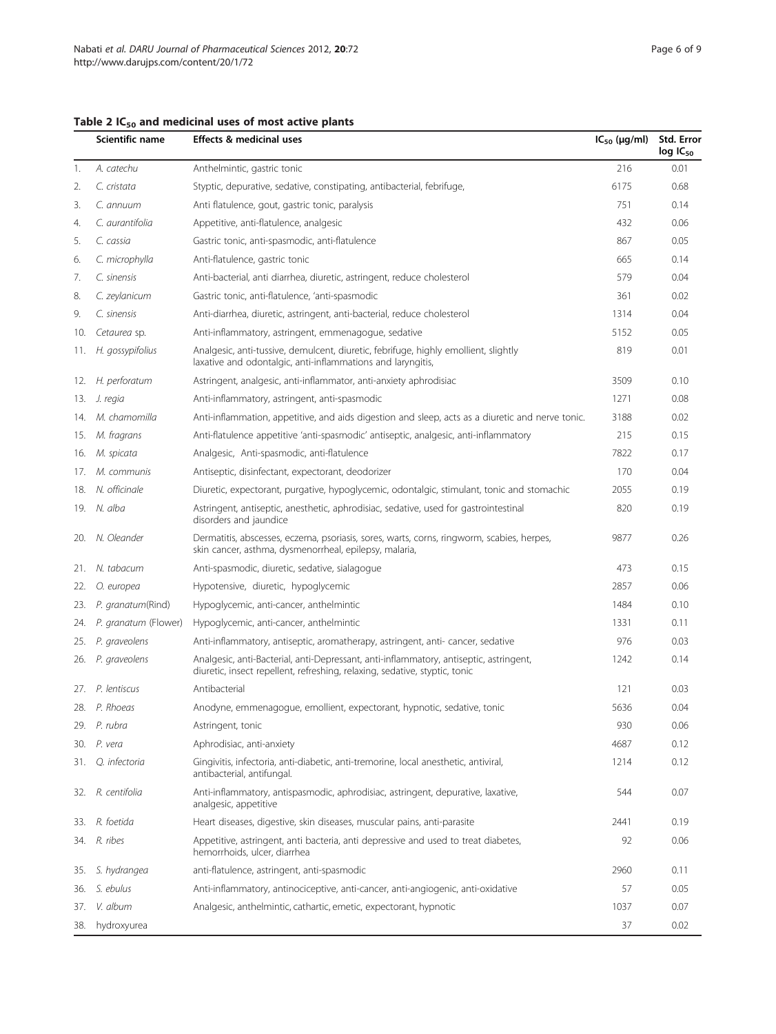**Table 2 $IC_{50}$ and medicinal uses of most active plants**

| | Scientific name | Effects & medicinal uses | $IC_{50}$ (μg/ml) | Std. Error log $IC_{50}$ |
|---|---|---|---|---|
| 1. | *A. catechu* | Anthelmintic, gastric tonic | 216 | 0.01 |
| 2. | *C. cristata* | Styptic, depurative, sedative, constipating, antibacterial, febrifuge, | 6175 | 0.68 |
| 3. | *C. annuum* | Anti flatulence, gout, gastric tonic, paralysis | 751 | 0.14 |
| 4. | *C. aurantifolia* | Appetitive, anti-flatulence, analgesic | 432 | 0.06 |
| 5. | *C. cassia* | Gastric tonic, anti-spasmodic, anti-flatulence | 867 | 0.05 |
| 6. | *C. microphylla* | Anti-flatulence, gastric tonic | 665 | 0.14 |
| 7. | *C. sinensis* | Anti-bacterial, anti diarrhea, diuretic, astringent, reduce cholesterol | 579 | 0.04 |
| 8. | *C. zeylanicum* | Gastric tonic, anti-flatulence, 'anti-spasmodic | 361 | 0.02 |
| 9. | *C. sinensis* | Anti-diarrhea, diuretic, astringent, anti-bacterial, reduce cholesterol | 1314 | 0.04 |
| 10. | *Cetaurea* sp. | Anti-inflammatory, astringent, emmenagogue, sedative | 5152 | 0.05 |
| 11. | *H. gossypifolius* | Analgesic, anti-tussive, demulcent, diuretic, febrifuge, highly emollient, slightly laxative and odontalgic, anti-inflammations and laryngitis, | 819 | 0.01 |
| 12. | *H. perforatum* | Astringent, analgesic, anti-inflammator, anti-anxiety aphrodisiac | 3509 | 0.10 |
| 13. | *J. regia* | Anti-inflammatory, astringent, anti-spasmodic | 1271 | 0.08 |
| 14. | *M. chamomilla* | Anti-inflammation, appetitive, and aids digestion and sleep, acts as a diuretic and nerve tonic. | 3188 | 0.02 |
| 15. | *M. fragrans* | Anti-flatulence appetitive 'anti-spasmodic' antiseptic, analgesic, anti-inflammatory | 215 | 0.15 |
| 16. | *M. spicata* | Analgesic, Anti-spasmodic, anti-flatulence | 7822 | 0.17 |
| 17. | *M. communis* | Antiseptic, disinfectant, expectorant, deodorizer | 170 | 0.04 |
| 18. | *N. officinale* | Diuretic, expectorant, purgative, hypoglycemic, odontalgic, stimulant, tonic and stomachic | 2055 | 0.19 |
| 19. | *N. alba* | Astringent, antiseptic, anesthetic, aphrodisiac, sedative, used for gastrointestinal disorders and jaundice | 820 | 0.19 |
| 20. | *N. Oleander* | Dermatitis, abscesses, eczema, psoriasis, sores, warts, corns, ringworm, scabies, herpes, skin cancer, asthma, dysmenorrheal, epilepsy, malaria, | 9877 | 0.26 |
| 21. | *N. tabacum* | Anti-spasmodic, diuretic, sedative, sialagogue | 473 | 0.15 |
| 22. | *O. europea* | Hypotensive, diuretic, hypoglycemic | 2857 | 0.06 |
| 23. | *P. granatum*(Rind) | Hypoglycemic, anti-cancer, anthelmintic | 1484 | 0.10 |
| 24. | *P. granatum* (Flower) | Hypoglycemic, anti-cancer, anthelmintic | 1331 | 0.11 |
| 25. | *P. graveolens* | Anti-inflammatory, antiseptic, aromatherapy, astringent, anti- cancer, sedative | 976 | 0.03 |
| 26. | *P. graveolens* | Analgesic, anti-Bacterial, anti-Depressant, anti-inflammatory, antiseptic, astringent, diuretic, insect repellent, refreshing, relaxing, sedative, styptic, tonic | 1242 | 0.14 |
| 27. | *P. lentiscus* | Antibacterial | 121 | 0.03 |
| 28. | *P. Rhoeas* | Anodyne, emmenagogue, emollient, expectorant, hypnotic, sedative, tonic | 5636 | 0.04 |
| 29. | *P. rubra* | Astringent, tonic | 930 | 0.06 |
| 30. | *P. vera* | Aphrodisiac, anti-anxiety | 4687 | 0.12 |
| 31. | *Q. infectoria* | Gingivitis, infectoria, anti-diabetic, anti-tremorine, local anesthetic, antiviral, antibacterial, antifungal. | 1214 | 0.12 |
| 32. | *R. centifolia* | Anti-inflammatory, antispasmodic, aphrodisiac, astringent, depurative, laxative, analgesic, appetitive | 544 | 0.07 |
| 33. | *R. foetida* | Heart diseases, digestive, skin diseases, muscular pains, anti-parasite | 2441 | 0.19 |
| 34. | *R. ribes* | Appetitive, astringent, anti bacteria, anti depressive and used to treat diabetes, hemorrhoids, ulcer, diarrhea | 92 | 0.06 |
| 35. | *S. hydrangea* | anti-flatulence, astringent, anti-spasmodic | 2960 | 0.11 |
| 36. | *S. ebulus* | Anti-inflammatory, antinociceptive, anti-cancer, anti-angiogenic, anti-oxidative | 57 | 0.05 |
| 37. | *V. album* | Analgesic, anthelmintic, cathartic, emetic, expectorant, hypnotic | 1037 | 0.07 |
| 38. | hydroxyurea | | 37 | 0.02 |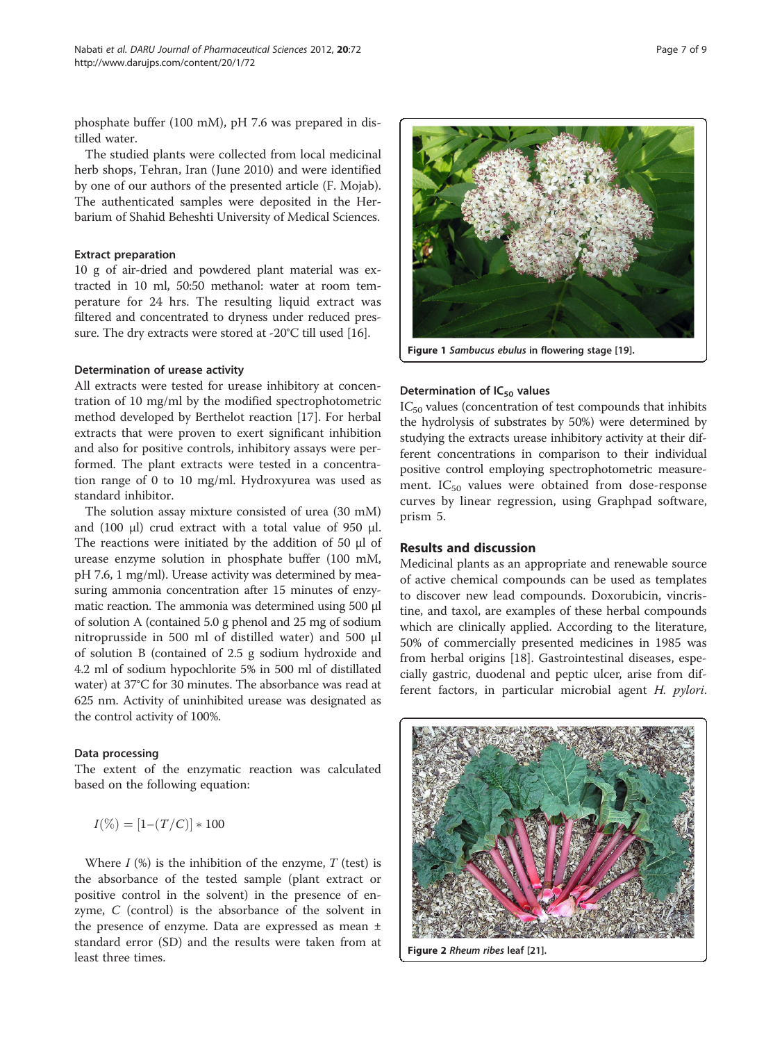phosphate buffer (100 mM), pH 7.6 was prepared in distilled water.

The studied plants were collected from local medicinal herb shops, Tehran, Iran (June 2010) and were identified by one of our authors of the presented article (F. Mojab). The authenticated samples were deposited in the Herbarium of Shahid Beheshti University of Medical Sciences.

### Extract preparation

10 g of air-dried and powdered plant material was extracted in 10 ml, 50:50 methanol: water at room temperature for 24 hrs. The resulting liquid extract was filtered and concentrated to dryness under reduced pressure. The dry extracts were stored at -20°C till used [16].

### Determination of urease activity

All extracts were tested for urease inhibitory at concentration of 10 mg/ml by the modified spectrophotometric method developed by Berthelot reaction [17]. For herbal extracts that were proven to exert significant inhibition and also for positive controls, inhibitory assays were performed. The plant extracts were tested in a concentration range of 0 to 10 mg/ml. Hydroxyurea was used as standard inhibitor.

The solution assay mixture consisted of urea (30 mM) and (100 μl) crud extract with a total value of 950 μl. The reactions were initiated by the addition of 50 μl of urease enzyme solution in phosphate buffer (100 mM, pH 7.6, 1 mg/ml). Urease activity was determined by measuring ammonia concentration after 15 minutes of enzymatic reaction. The ammonia was determined using 500 μl of solution A (contained 5.0 g phenol and 25 mg of sodium nitroprusside in 500 ml of distilled water) and 500 μl of solution B (contained of 2.5 g sodium hydroxide and 4.2 ml of sodium hypochlorite 5% in 500 ml of distillated water) at 37°C for 30 minutes. The absorbance was read at 625 nm. Activity of uninhibited urease was designated as the control activity of 100%.

### Data processing

The extent of the enzymatic reaction was calculated based on the following equation:

$$I(\%) = [1-(T/C)] * 100$$

Where $I$ (%) is the inhibition of the enzyme, $T$ (test) is the absorbance of the tested sample (plant extract or positive control in the solvent) in the presence of enzyme, $C$ (control) is the absorbance of the solvent in the presence of enzyme. Data are expressed as mean ± standard error (SD) and the results were taken from at least three times.

Figure 1 *Sambucus ebulus* in flowering stage [19].

### Determination of $IC_{50}$ values

$IC_{50}$ values (concentration of test compounds that inhibits the hydrolysis of substrates by 50%) were determined by studying the extracts urease inhibitory activity at their different concentrations in comparison to their individual positive control employing spectrophotometric measurement. $IC_{50}$ values were obtained from dose-response curves by linear regression, using Graphpad software, prism 5.

## Results and discussion

Medicinal plants as an appropriate and renewable source of active chemical compounds can be used as templates to discover new lead compounds. Doxorubicin, vincristine, and taxol, are examples of these herbal compounds which are clinically applied. According to the literature, 50% of commercially presented medicines in 1985 was from herbal origins [18]. Gastrointestinal diseases, especially gastric, duodenal and peptic ulcer, arise from different factors, in particular microbial agent *H. pylori.*

Figure 2 *Rheum ribes* leaf [21].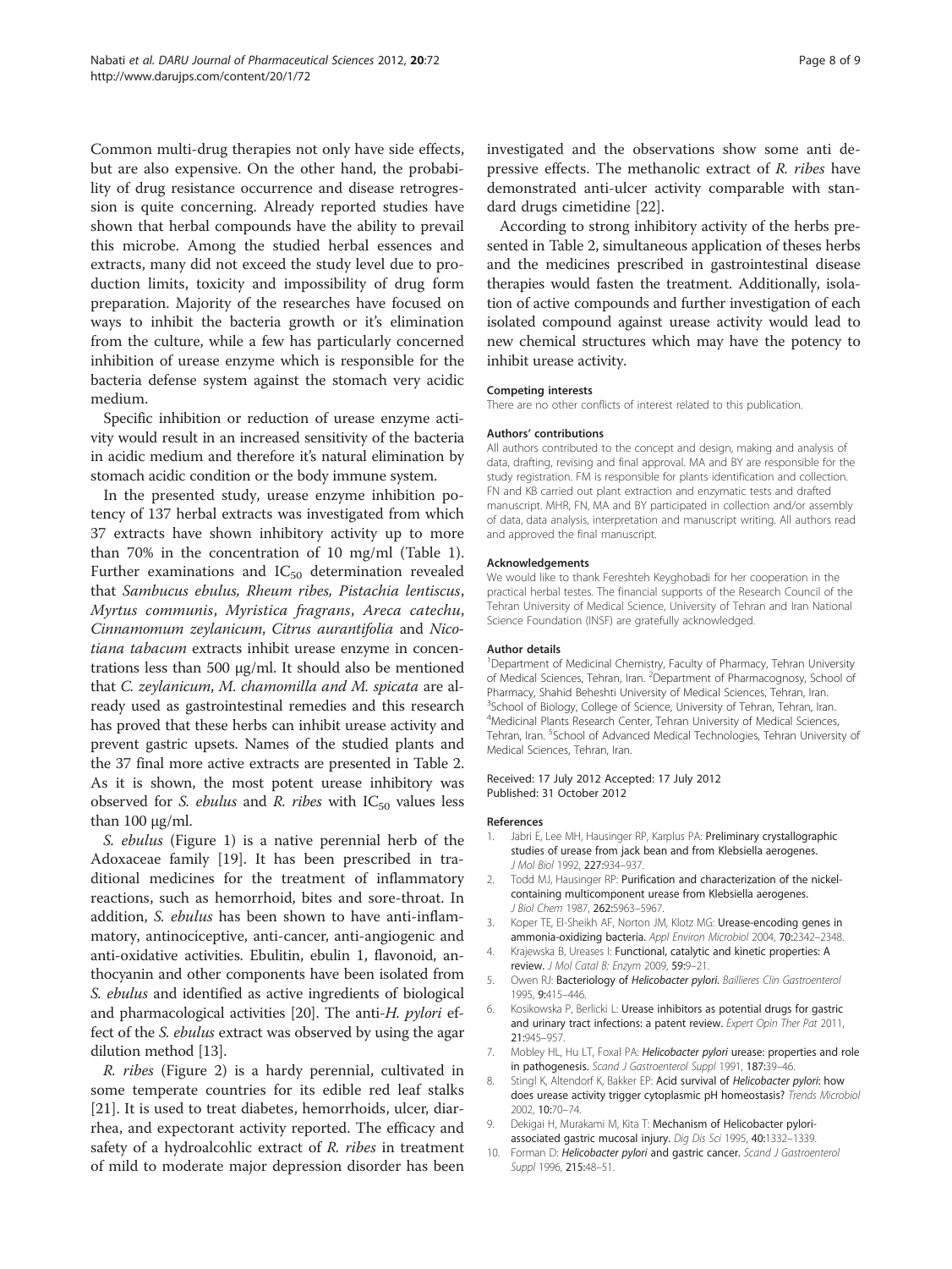Common multi-drug therapies not only have side effects, but are also expensive. On the other hand, the probability of drug resistance occurrence and disease retrogression is quite concerning. Already reported studies have shown that herbal compounds have the ability to prevail this microbe. Among the studied herbal essences and extracts, many did not exceed the study level due to production limits, toxicity and impossibility of drug form preparation. Majority of the researches have focused on ways to inhibit the bacteria growth or it's elimination from the culture, while a few has particularly concerned inhibition of urease enzyme which is responsible for the bacteria defense system against the stomach very acidic medium.

Specific inhibition or reduction of urease enzyme activity would result in an increased sensitivity of the bacteria in acidic medium and therefore it's natural elimination by stomach acidic condition or the body immune system.

In the presented study, urease enzyme inhibition potency of 137 herbal extracts was investigated from which 37 extracts have shown inhibitory activity up to more than 70% in the concentration of 10 mg/ml (Table 1). Further examinations and $IC_{50}$ determination revealed that *Sambucus ebulus, Rheum ribes, Pistachia lentiscus*, *Myrtus communis*, *Myristica fragrans*, *Areca catechu*, *Cinnamomum zeylanicum*, *Citrus aurantifolia* and *Nicotiana tabacum* extracts inhibit urease enzyme in concentrations less than 500 μg/ml. It should also be mentioned that *C. zeylanicum*, *M. chamomilla and M. spicata* are already used as gastrointestinal remedies and this research has proved that these herbs can inhibit urease activity and prevent gastric upsets. Names of the studied plants and the 37 final more active extracts are presented in Table 2. As it is shown, the most potent urease inhibitory was observed for *S. ebulus* and *R. ribes* with $IC_{50}$ values less than 100 μg/ml.

*S. ebulus* (Figure 1) is a native perennial herb of the Adoxaceae family [19]. It has been prescribed in traditional medicines for the treatment of inflammatory reactions, such as hemorrhoid, bites and sore-throat. In addition, *S. ebulus* has been shown to have anti-inflammatory, antinociceptive, anti-cancer, anti-angiogenic and anti-oxidative activities. Ebulitin, ebulin 1, flavonoid, anthocyanin and other components have been isolated from *S. ebulus* and identified as active ingredients of biological and pharmacological activities [20]. The anti-*H. pylori* effect of the *S. ebulus* extract was observed by using the agar dilution method [13].

*R. ribes* (Figure 2) is a hardy perennial, cultivated in some temperate countries for its edible red leaf stalks [21]. It is used to treat diabetes, hemorrhoids, ulcer, diarrhea, and expectorant activity reported. The efficacy and safety of a hydroalcohlic extract of *R. ribes* in treatment of mild to moderate major depression disorder has been investigated and the observations show some anti depressive effects. The methanolic extract of *R. ribes* have demonstrated anti-ulcer activity comparable with standard drugs cimetidine [22].

According to strong inhibitory activity of the herbs presented in Table 2, simultaneous application of theses herbs and the medicines prescribed in gastrointestinal disease therapies would fasten the treatment. Additionally, isolation of active compounds and further investigation of each isolated compound against urease activity would lead to new chemical structures which may have the potency to inhibit urease activity.

#### Competing interests

There are no other conflicts of interest related to this publication.

#### Authors' contributions

All authors contributed to the concept and design, making and analysis of data, drafting, revising and final approval. MA and BY are responsible for the study registration. FM is responsible for plants identification and collection. FN and KB carried out plant extraction and enzymatic tests and drafted manuscript. MHR, FN, MA and BY participated in collection and/or assembly of data, data analysis, interpretation and manuscript writing. All authors read and approved the final manuscript.

#### Acknowledgements

We would like to thank Fereshteh Keyghobadi for her cooperation in the practical herbal testes. The financial supports of the Research Council of the Tehran University of Medical Science, University of Tehran and Iran National Science Foundation (INSF) are gratefully acknowledged.

#### Author details

[1]Department of Medicinal Chemistry, Faculty of Pharmacy, Tehran University of Medical Sciences, Tehran, Iran. [2]Department of Pharmacognosy, School of Pharmacy, Shahid Beheshti University of Medical Sciences, Tehran, Iran. [3]School of Biology, College of Science, University of Tehran, Tehran, Iran. [4]Medicinal Plants Research Center, Tehran University of Medical Sciences, Tehran, Iran. [5]School of Advanced Medical Technologies, Tehran University of Medical Sciences, Tehran, Iran.

Received: 17 July 2012 Accepted: 17 July 2012
Published: 31 October 2012

#### References

1. Jabri E, Lee MH, Hausinger RP, Karplus PA: **Preliminary crystallographic studies of urease from jack bean and from Klebsiella aerogenes.** *J Mol Biol* 1992, **227:**934–937.
2. Todd MJ, Hausinger RP: **Purification and characterization of the nickel-containing multicomponent urease from Klebsiella aerogenes.** *J Biol Chem* 1987, **262:**5963–5967.
3. Koper TE, El-Sheikh AF, Norton JM, Klotz MG: **Urease-encoding genes in ammonia-oxidizing bacteria.** *Appl Environ Microbiol* 2004, **70:**2342–2348.
4. Krajewska B, Ureases I: **Functional, catalytic and kinetic properties: A review.** *J Mol Catal B: Enzym* 2009, **59:**9–21.
5. Owen RJ: **Bacteriology of *Helicobacter pylori*.** *Baillieres Clin Gastroenterol* 1995, **9:**415–446.
6. Kosikowska P, Berlicki L: **Urease inhibitors as potential drugs for gastric and urinary tract infections: a patent review.** *Expert Opin Ther Pat* 2011, **21:**945–957.
7. Mobley HL, Hu LT, Foxal PA: ***Helicobacter pylori* urease: properties and role in pathogenesis.** *Scand J Gastroenterol Suppl* 1991, **187:**39–46.
8. Stingl K, Altendorf K, Bakker EP: **Acid survival of *Helicobacter pylori*: how does urease activity trigger cytoplasmic pH homeostasis?** *Trends Microbiol* 2002, **10:**70–74.
9. Dekigai H, Murakami M, Kita T: **Mechanism of Helicobacter pylori-associated gastric mucosal injury.** *Dig Dis Sci* 1995, **40:**1332–1339.
10. Forman D: ***Helicobacter pylori* and gastric cancer.** *Scand J Gastroenterol Suppl* 1996, **215:**48–51.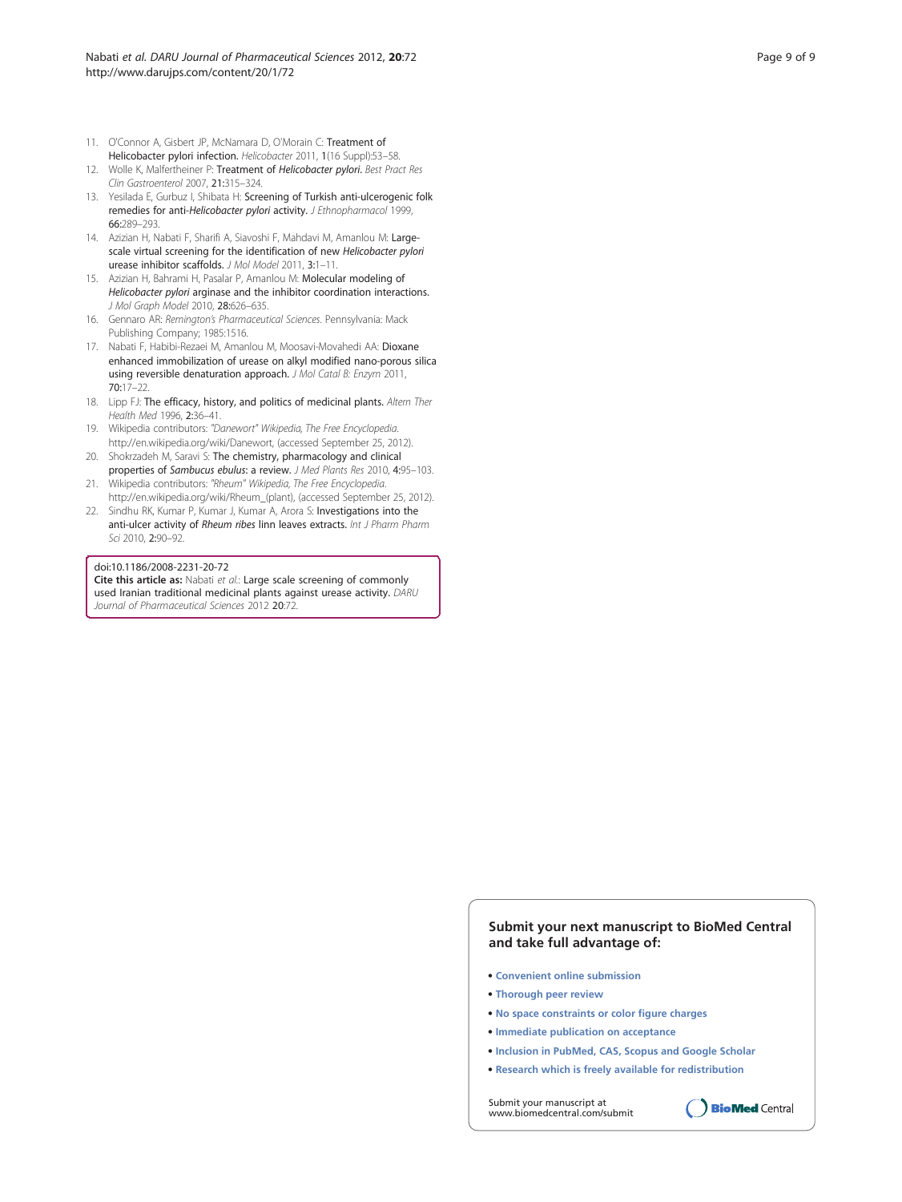11. O'Connor A, Gisbert JP, McNamara D, O'Morain C: **Treatment of Helicobacter pylori infection.** *Helicobacter* 2011, **1**(16 Suppl):53–58.
12. Wolle K, Malfertheiner P: **Treatment of *Helicobacter pylori*.** *Best Pract Res Clin Gastroenterol* 2007, **21:**315–324.
13. Yesilada E, Gurbuz I, Shibata H: **Screening of Turkish anti-ulcerogenic folk remedies for anti-*Helicobacter pylori* activity.** *J Ethnopharmacol* 1999, **66:**289–293.
14. Azizian H, Nabati F, Sharifi A, Siavoshi F, Mahdavi M, Amanlou M: **Large-scale virtual screening for the identification of new *Helicobacter pylori* urease inhibitor scaffolds.** *J Mol Model* 2011, **3:**1–11.
15. Azizian H, Bahrami H, Pasalar P, Amanlou M: **Molecular modeling of *Helicobacter pylori* arginase and the inhibitor coordination interactions.** *J Mol Graph Model* 2010, **28:**626–635.
16. Gennaro AR: *Remington's Pharmaceutical Sciences*. Pennsylvania: Mack Publishing Company; 1985:1516.
17. Nabati F, Habibi-Rezaei M, Amanlou M, Moosavi-Movahedi AA: **Dioxane enhanced immobilization of urease on alkyl modified nano-porous silica using reversible denaturation approach.** *J Mol Catal B: Enzym* 2011, **70:**17–22.
18. Lipp FJ: **The efficacy, history, and politics of medicinal plants.** *Altern Ther Health Med* 1996, **2:**36–41.
19. Wikipedia contributors: *"Danewort" Wikipedia, The Free Encyclopedia*. http://en.wikipedia.org/wiki/Danewort, (accessed September 25, 2012).
20. Shokrzadeh M, Saravi S: **The chemistry, pharmacology and clinical properties of *Sambucus ebulus*: a review.** *J Med Plants Res* 2010, **4:**95–103.
21. Wikipedia contributors: *"Rheum" Wikipedia, The Free Encyclopedia*. http://en.wikipedia.org/wiki/Rheum_(plant), (accessed September 25, 2012).
22. Sindhu RK, Kumar P, Kumar J, Kumar A, Arora S: **Investigations into the anti-ulcer activity of *Rheum ribes* linn leaves extracts.** *Int J Pharm Pharm Sci* 2010, **2:**90–92.

doi:10.1186/2008-2231-20-72
**Cite this article as:** Nabati *et al.*: Large scale screening of commonly used Iranian traditional medicinal plants against urease activity. *DARU Journal of Pharmaceutical Sciences* 2012 **20**:72.

**Submit your next manuscript to BioMed Central and take full advantage of:**

- **Convenient online submission**
- **Thorough peer review**
- **No space constraints or color figure charges**
- **Immediate publication on acceptance**
- **Inclusion in PubMed, CAS, Scopus and Google Scholar**
- **Research which is freely available for redistribution**

Submit your manuscript at
www.biomedcentral.com/submit

BioMed Central